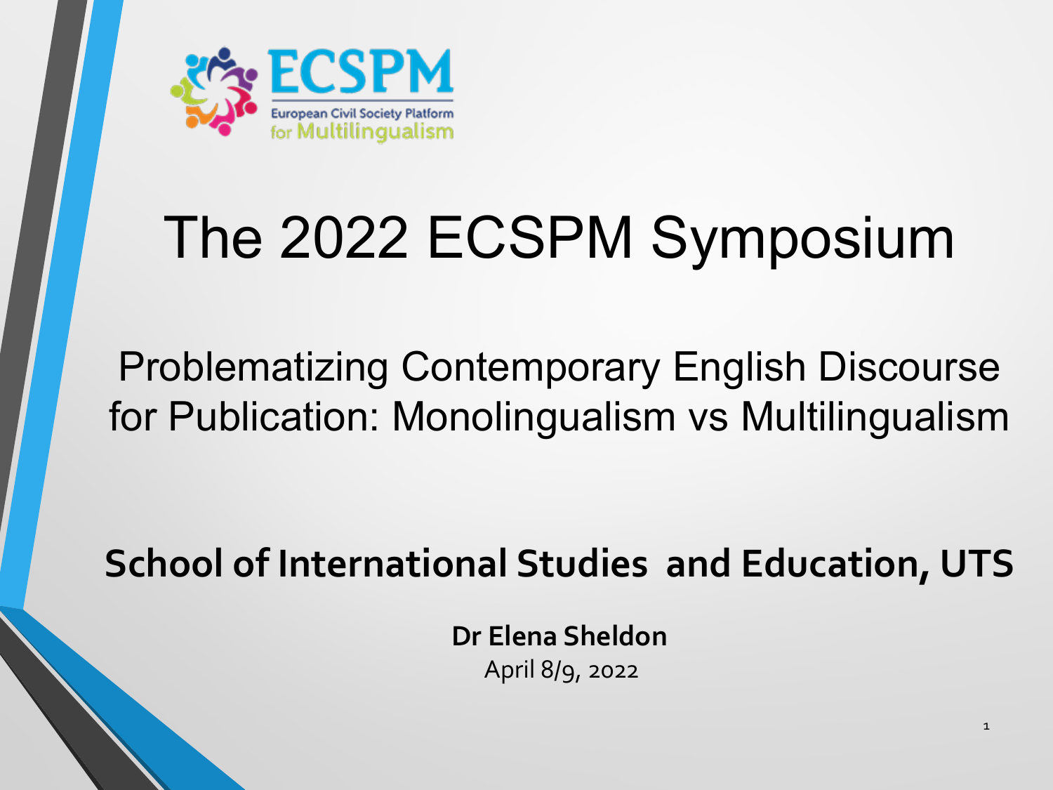ECSPM

European Civil Society Platform for Multilingualism

# The 2022 ECSPM Symposium

## Problematizing Contemporary English Discourse for Publication: Monolingualism vs Multilingualism

**School of International Studies and Education, UTS**

**Dr Elena Sheldon**

April 8/9, 2022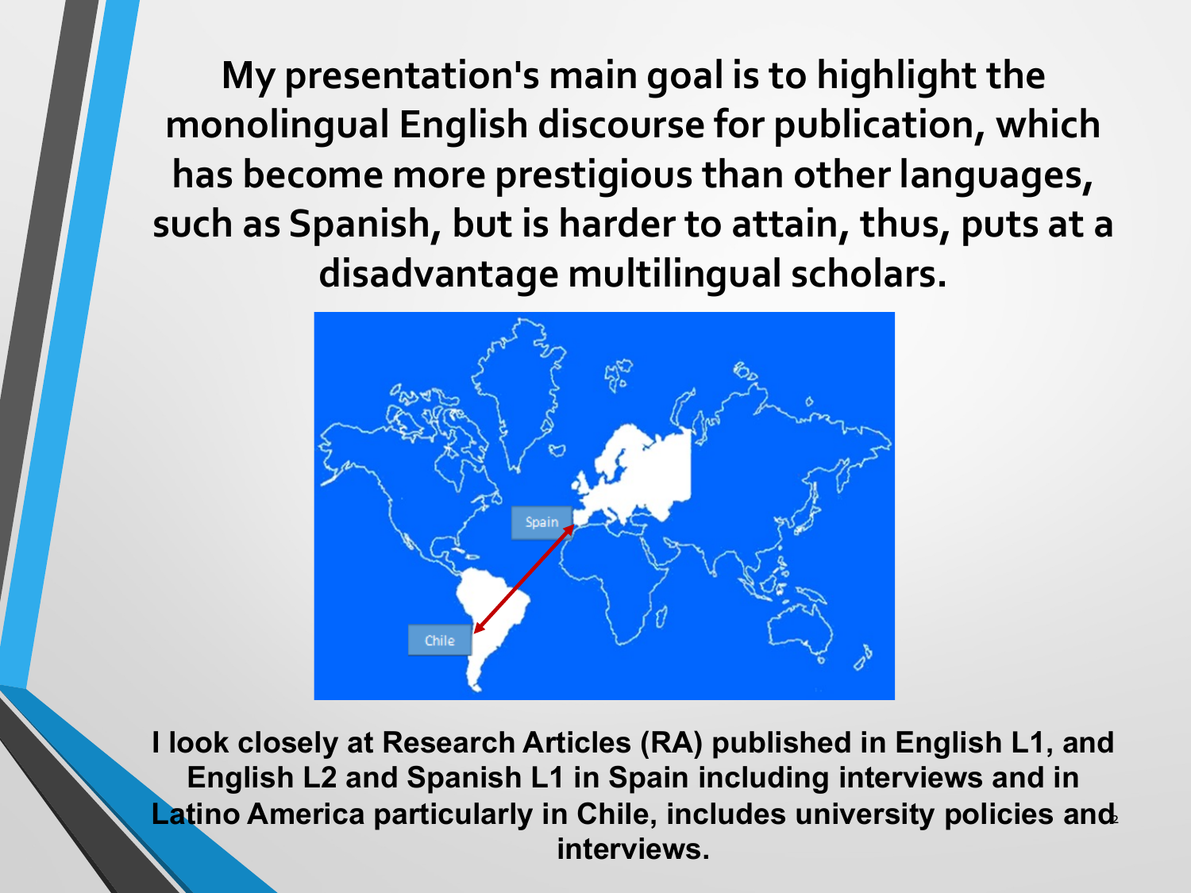**My presentation's main goal is to highlight the monolingual English discourse for publication, which has become more prestigious than other languages, such as Spanish, but is harder to attain, thus, puts at a disadvantage multilingual scholars.**

**I look closely at Research Articles (RA) published in English L1, and English L2 and Spanish L1 in Spain including interviews and in Latino America particularly in Chile, includes university policies and interviews.**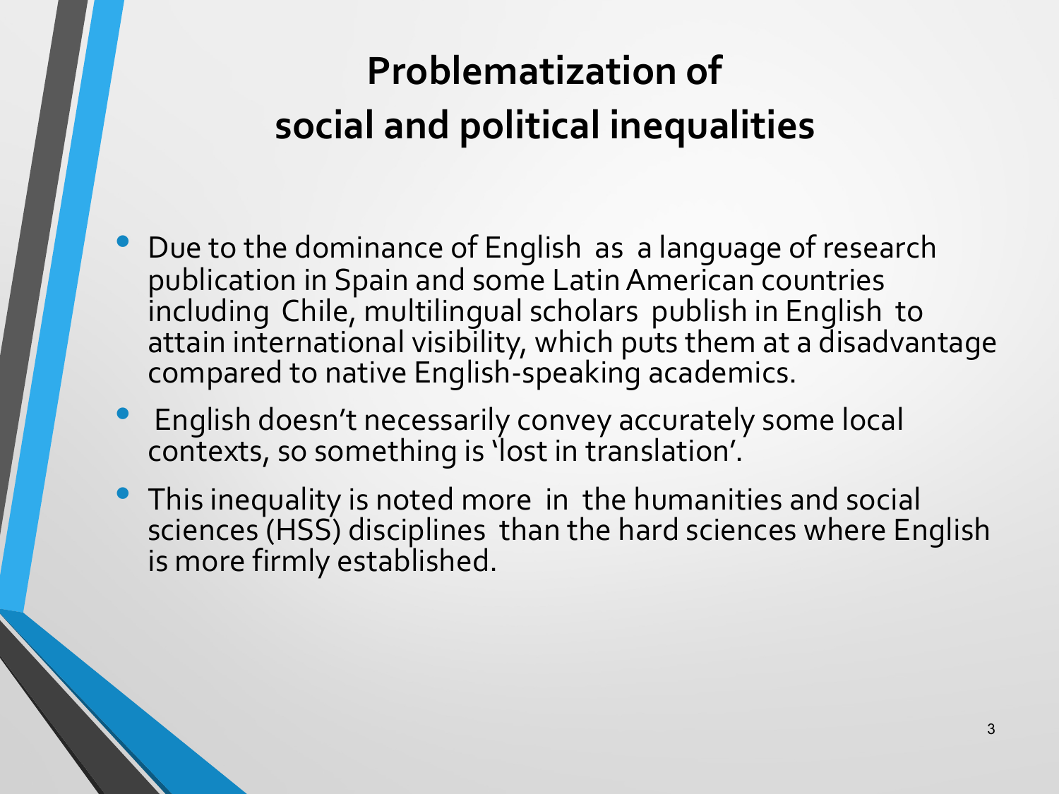# Problematization of social and political inequalities

- Due to the dominance of English as a language of research publication in Spain and some Latin American countries including Chile, multilingual scholars publish in English to attain international visibility, which puts them at a disadvantage compared to native English-speaking academics.
- English doesn't necessarily convey accurately some local contexts, so something is 'lost in translation'.
- This inequality is noted more in the humanities and social sciences (HSS) disciplines than the hard sciences where English is more firmly established.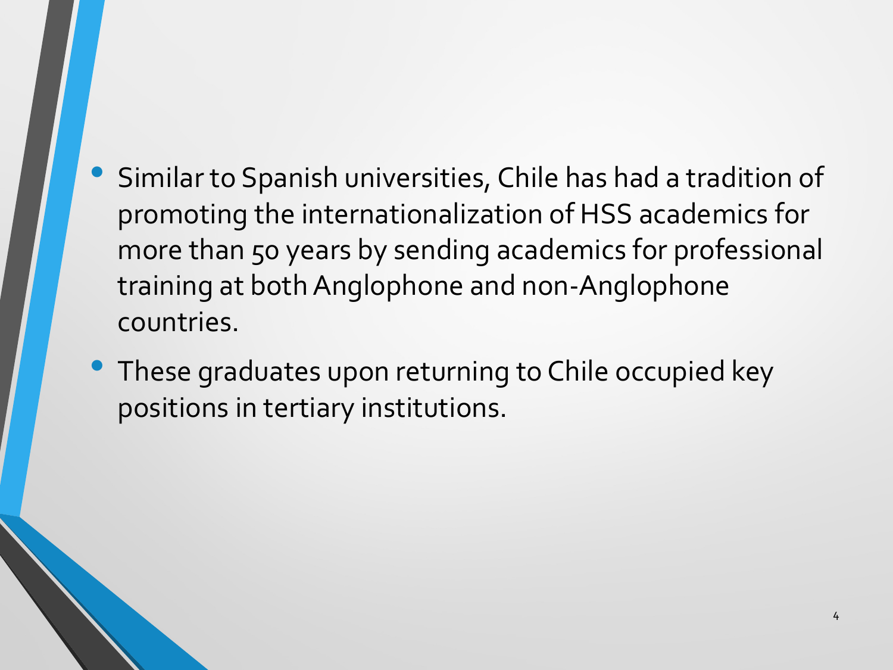- Similar to Spanish universities, Chile has had a tradition of promoting the internationalization of HSS academics for more than 50 years by sending academics for professional training at both Anglophone and non-Anglophone countries.
- These graduates upon returning to Chile occupied key positions in tertiary institutions.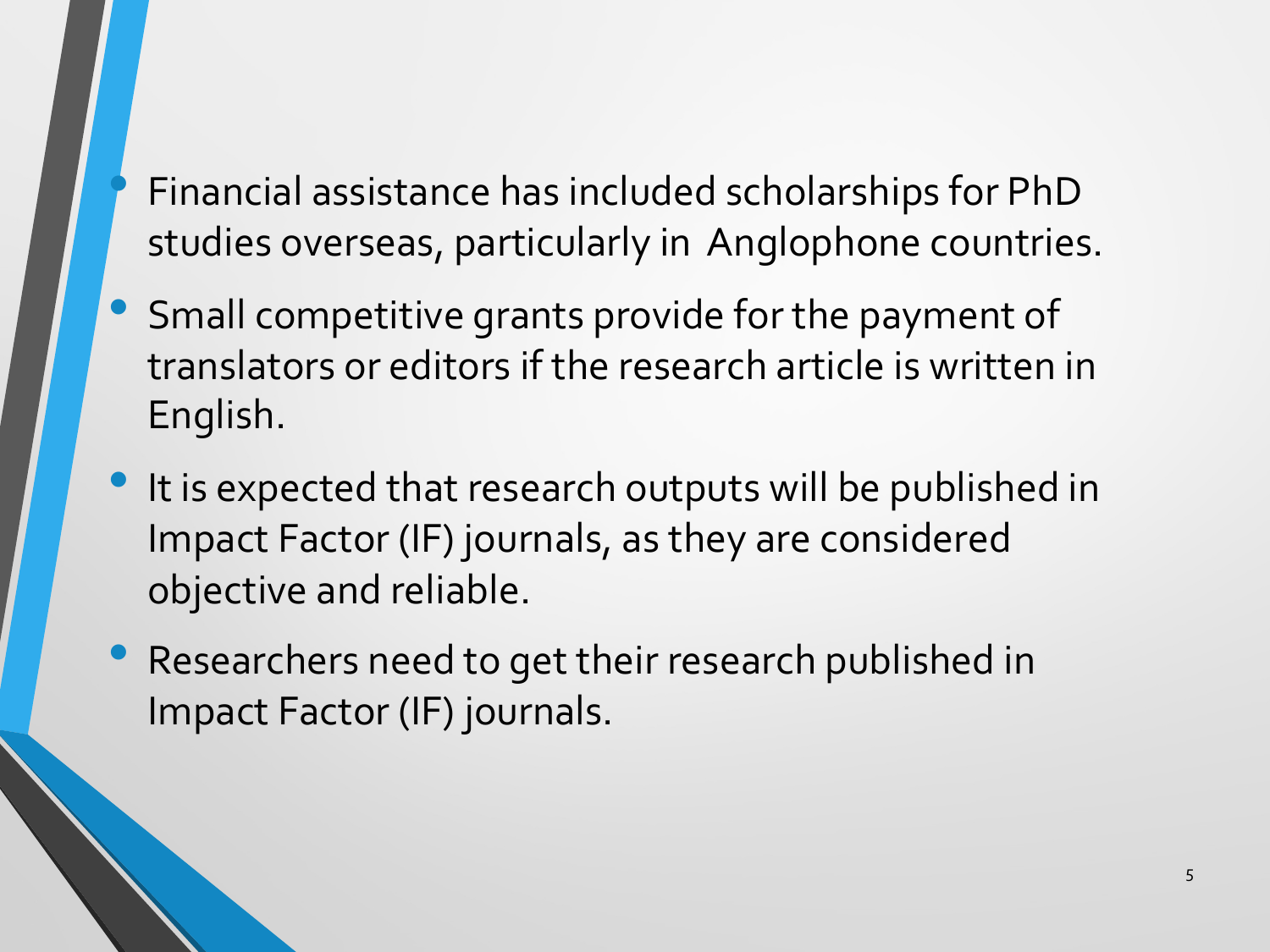- Financial assistance has included scholarships for PhD studies overseas, particularly in Anglophone countries.
- Small competitive grants provide for the payment of translators or editors if the research article is written in English.
- It is expected that research outputs will be published in Impact Factor (IF) journals, as they are considered objective and reliable.
- Researchers need to get their research published in Impact Factor (IF) journals.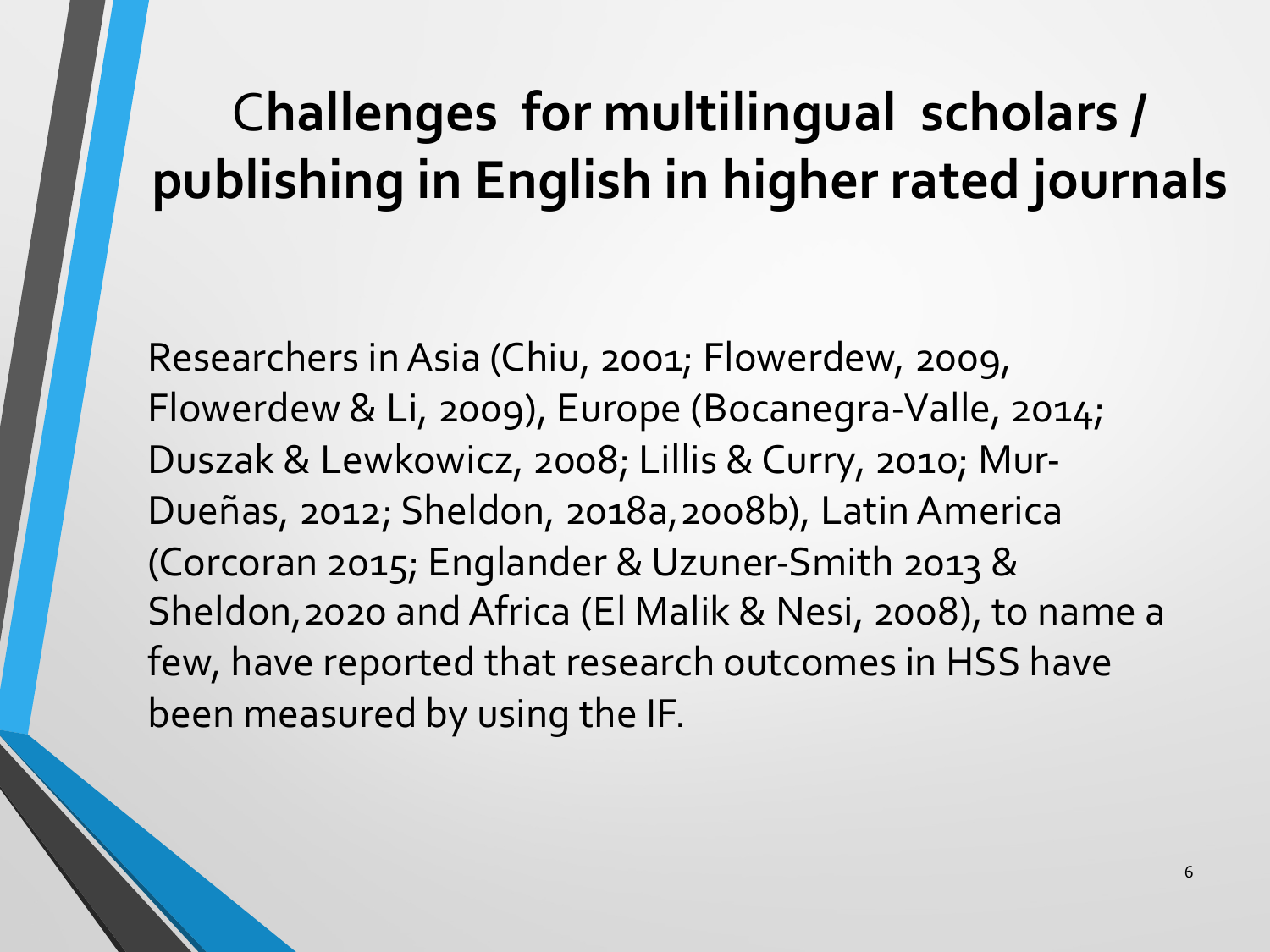# Challenges for multilingual scholars / publishing in English in higher rated journals

Researchers in Asia (Chiu, 2001; Flowerdew, 2009, Flowerdew & Li, 2009), Europe (Bocanegra-Valle, 2014; Duszak & Lewkowicz, 2008; Lillis & Curry, 2010; Mur-Dueñas, 2012; Sheldon, 2018a,2008b), Latin America (Corcoran 2015; Englander & Uzuner-Smith 2013 & Sheldon,2020 and Africa (El Malik & Nesi, 2008), to name a few, have reported that research outcomes in HSS have been measured by using the IF.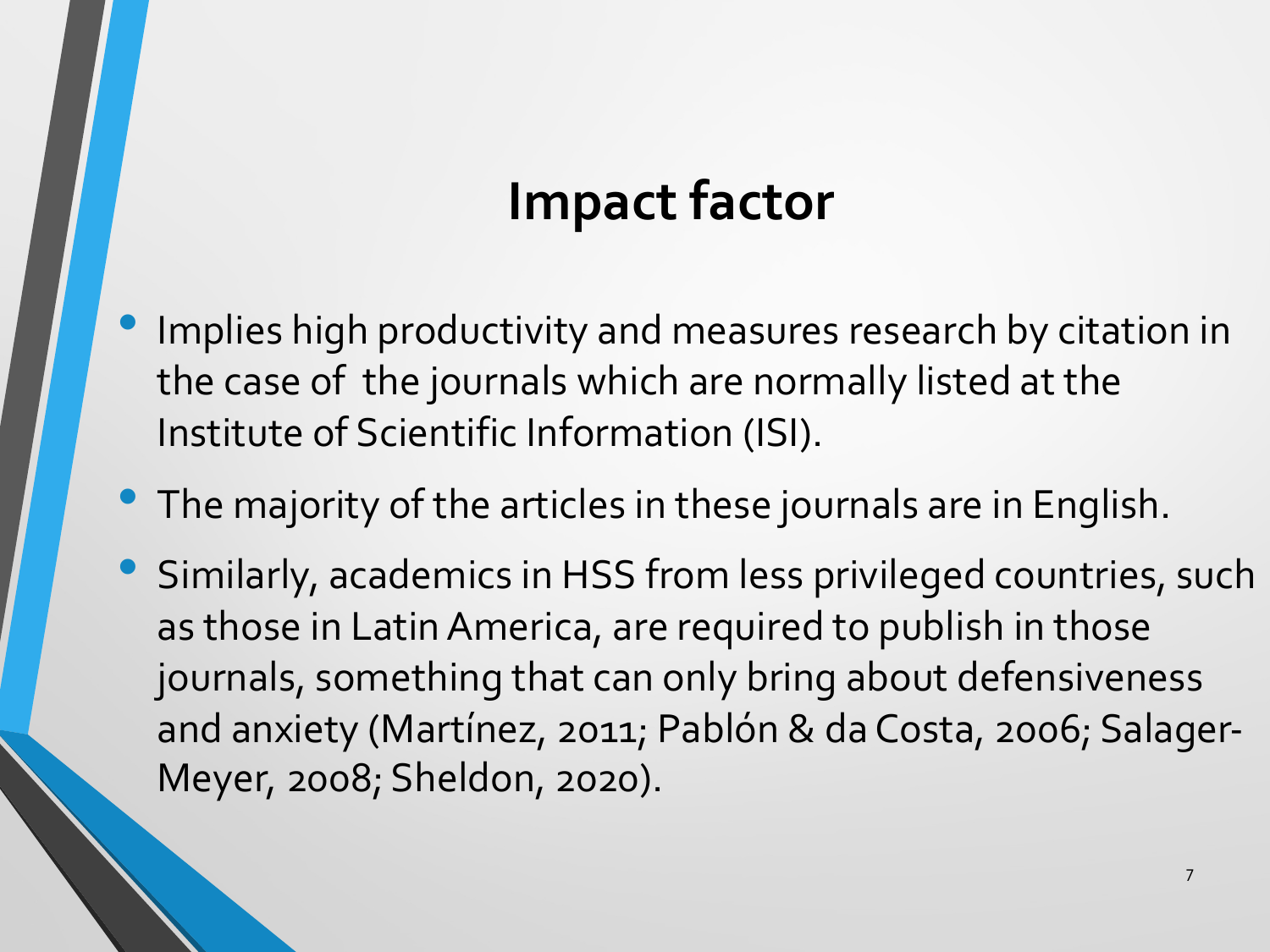# Impact factor

- Implies high productivity and measures research by citation in the case of the journals which are normally listed at the Institute of Scientific Information (ISI).
- The majority of the articles in these journals are in English.
- Similarly, academics in HSS from less privileged countries, such as those in Latin America, are required to publish in those journals, something that can only bring about defensiveness and anxiety (Martínez, 2011; Pablón & da Costa, 2006; Salager-Meyer, 2008; Sheldon, 2020).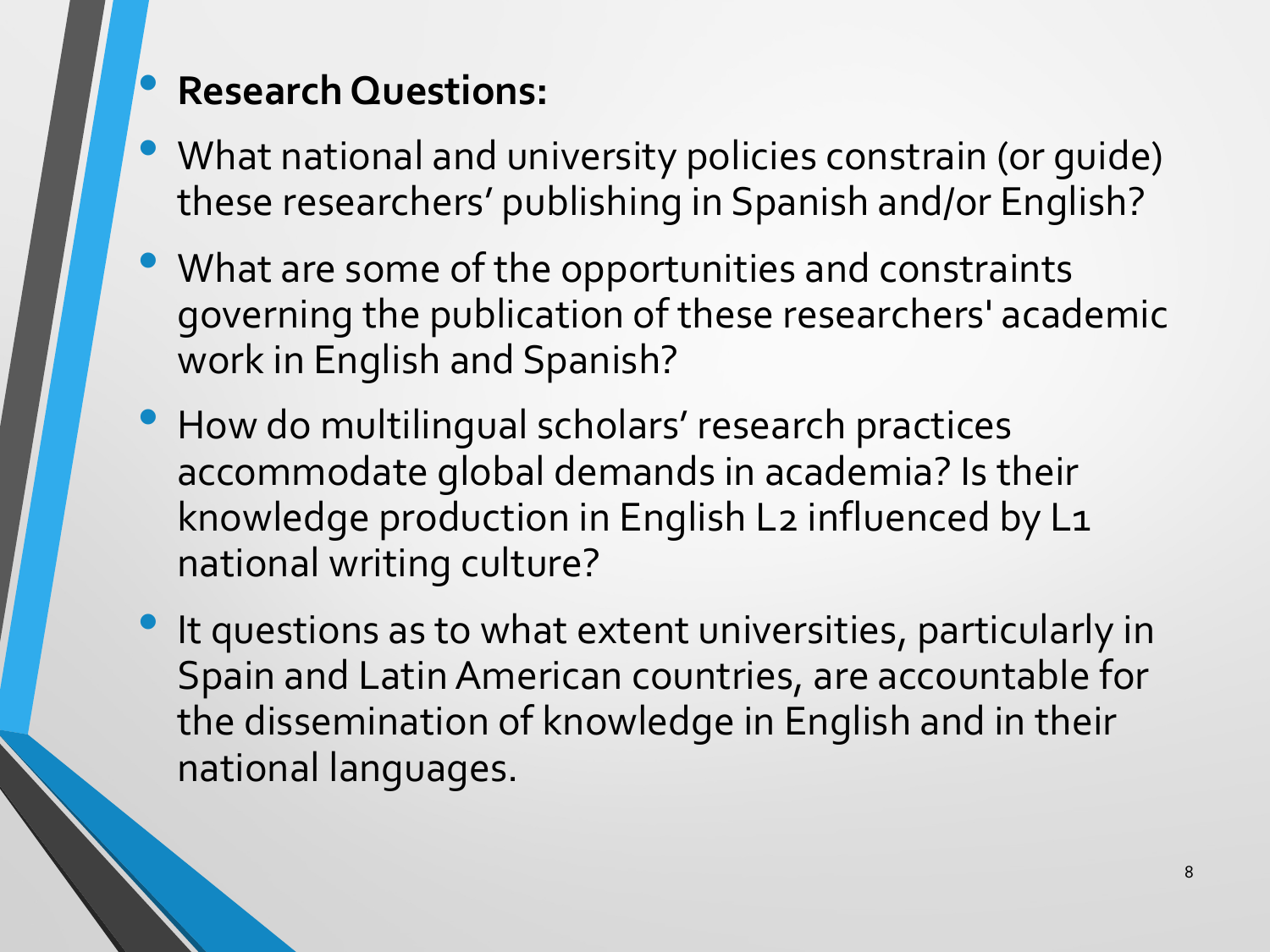- **Research Questions:**
- What national and university policies constrain (or guide) these researchers' publishing in Spanish and/or English?
- What are some of the opportunities and constraints governing the publication of these researchers' academic work in English and Spanish?
- How do multilingual scholars' research practices accommodate global demands in academia? Is their knowledge production in English L2 influenced by L1 national writing culture?
- It questions as to what extent universities, particularly in Spain and Latin American countries, are accountable for the dissemination of knowledge in English and in their national languages.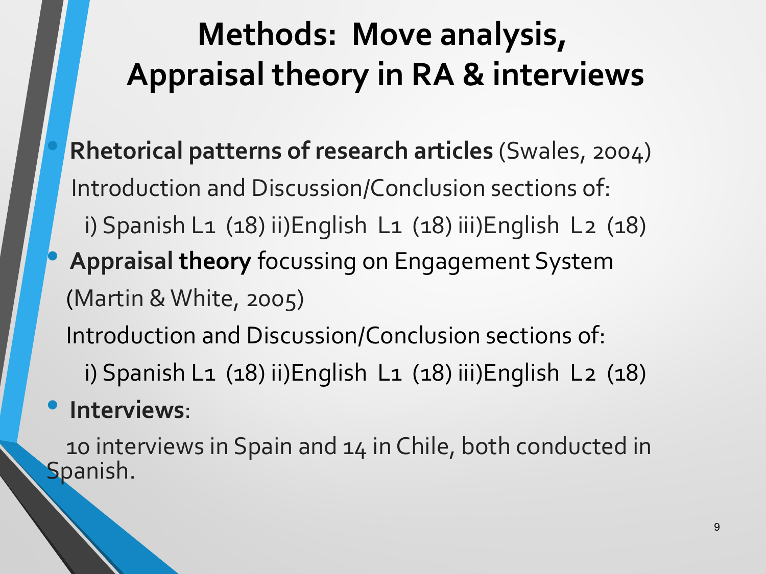# Methods: Move analysis, Appraisal theory in RA & interviews

- **Rhetorical patterns of research articles** (Swales, 2004)

  Introduction and Discussion/Conclusion sections of:

  i) Spanish L1 (18) ii)English L1 (18) iii)English L2 (18)

- **Appraisal theory** focussing on Engagement System (Martin & White, 2005)

  Introduction and Discussion/Conclusion sections of:

  i) Spanish L1 (18) ii)English L1 (18) iii)English L2 (18)

- **Interviews**:

  10 interviews in Spain and 14 in Chile, both conducted in Spanish.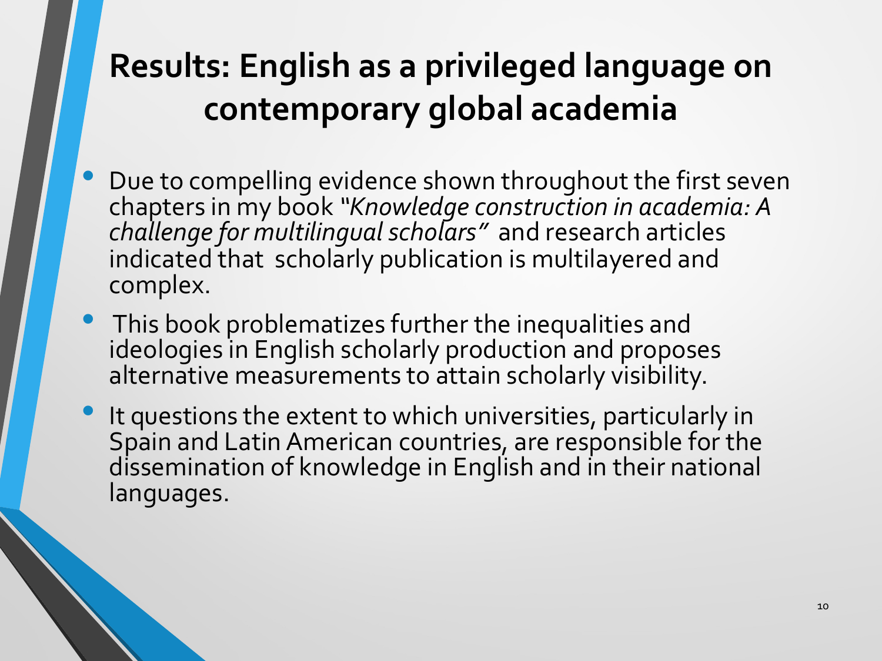# Results: English as a privileged language on contemporary global academia

- Due to compelling evidence shown throughout the first seven chapters in my book *"Knowledge construction in academia: A challenge for multilingual scholars"* and research articles indicated that scholarly publication is multilayered and complex.
- This book problematizes further the inequalities and ideologies in English scholarly production and proposes alternative measurements to attain scholarly visibility.
- It questions the extent to which universities, particularly in Spain and Latin American countries, are responsible for the dissemination of knowledge in English and in their national languages.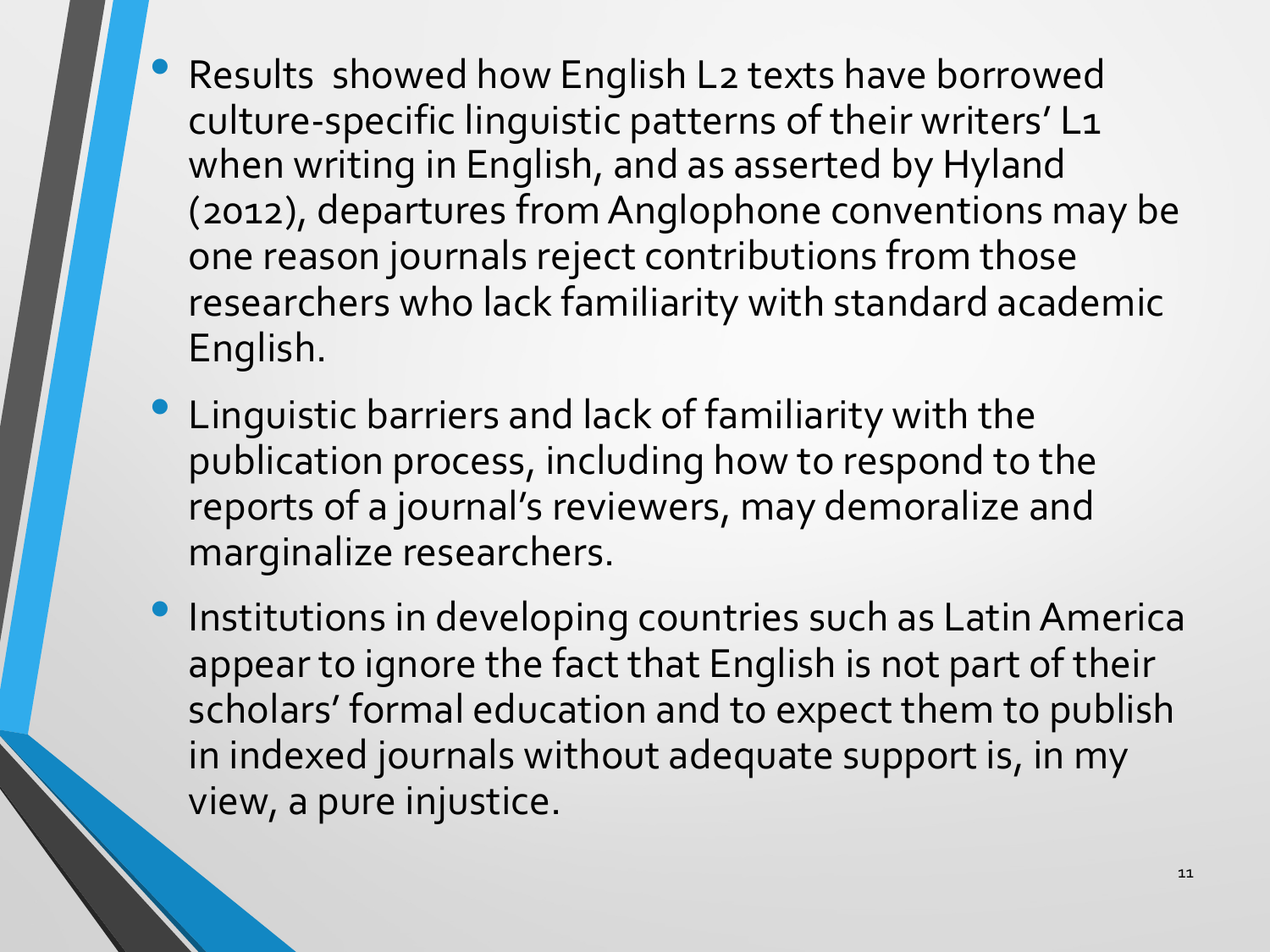- Results showed how English L2 texts have borrowed culture-specific linguistic patterns of their writers' L1 when writing in English, and as asserted by Hyland (2012), departures from Anglophone conventions may be one reason journals reject contributions from those researchers who lack familiarity with standard academic English.
- Linguistic barriers and lack of familiarity with the publication process, including how to respond to the reports of a journal's reviewers, may demoralize and marginalize researchers.
- Institutions in developing countries such as Latin America appear to ignore the fact that English is not part of their scholars' formal education and to expect them to publish in indexed journals without adequate support is, in my view, a pure injustice.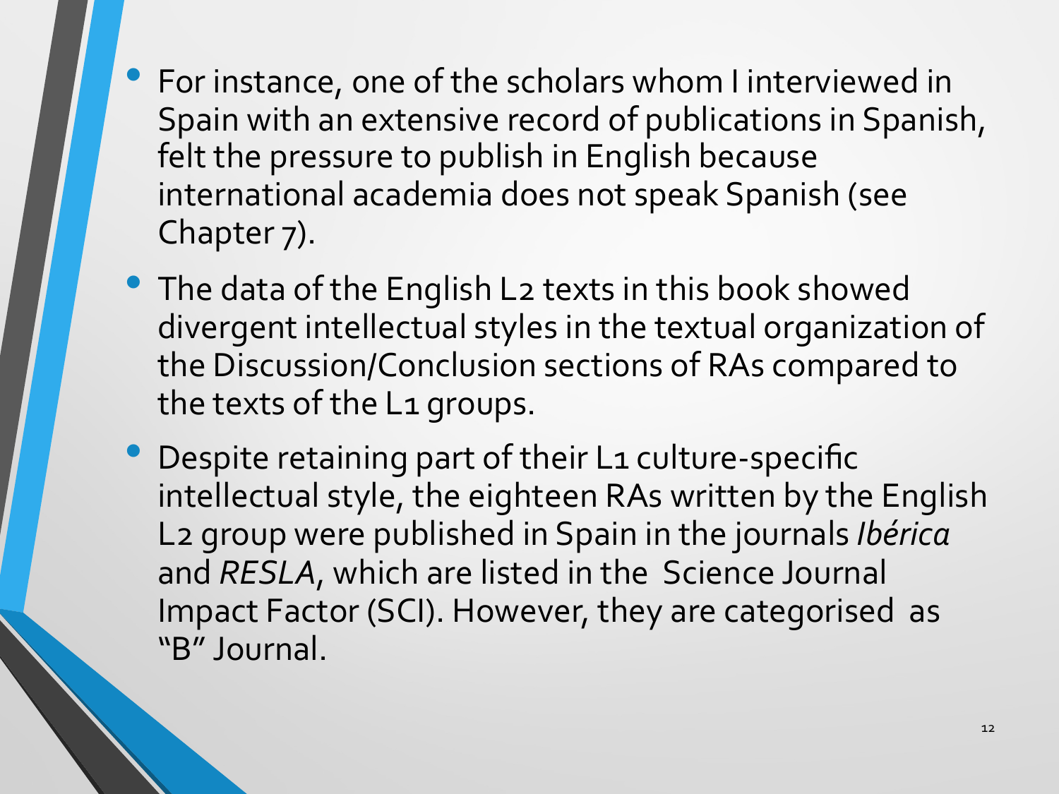- For instance, one of the scholars whom I interviewed in Spain with an extensive record of publications in Spanish, felt the pressure to publish in English because international academia does not speak Spanish (see Chapter 7).
- The data of the English L2 texts in this book showed divergent intellectual styles in the textual organization of the Discussion/Conclusion sections of RAs compared to the texts of the L1 groups.
- Despite retaining part of their L1 culture-specific intellectual style, the eighteen RAs written by the English L2 group were published in Spain in the journals *Ibérica* and *RESLA*, which are listed in the Science Journal Impact Factor (SCI). However, they are categorised as "B" Journal.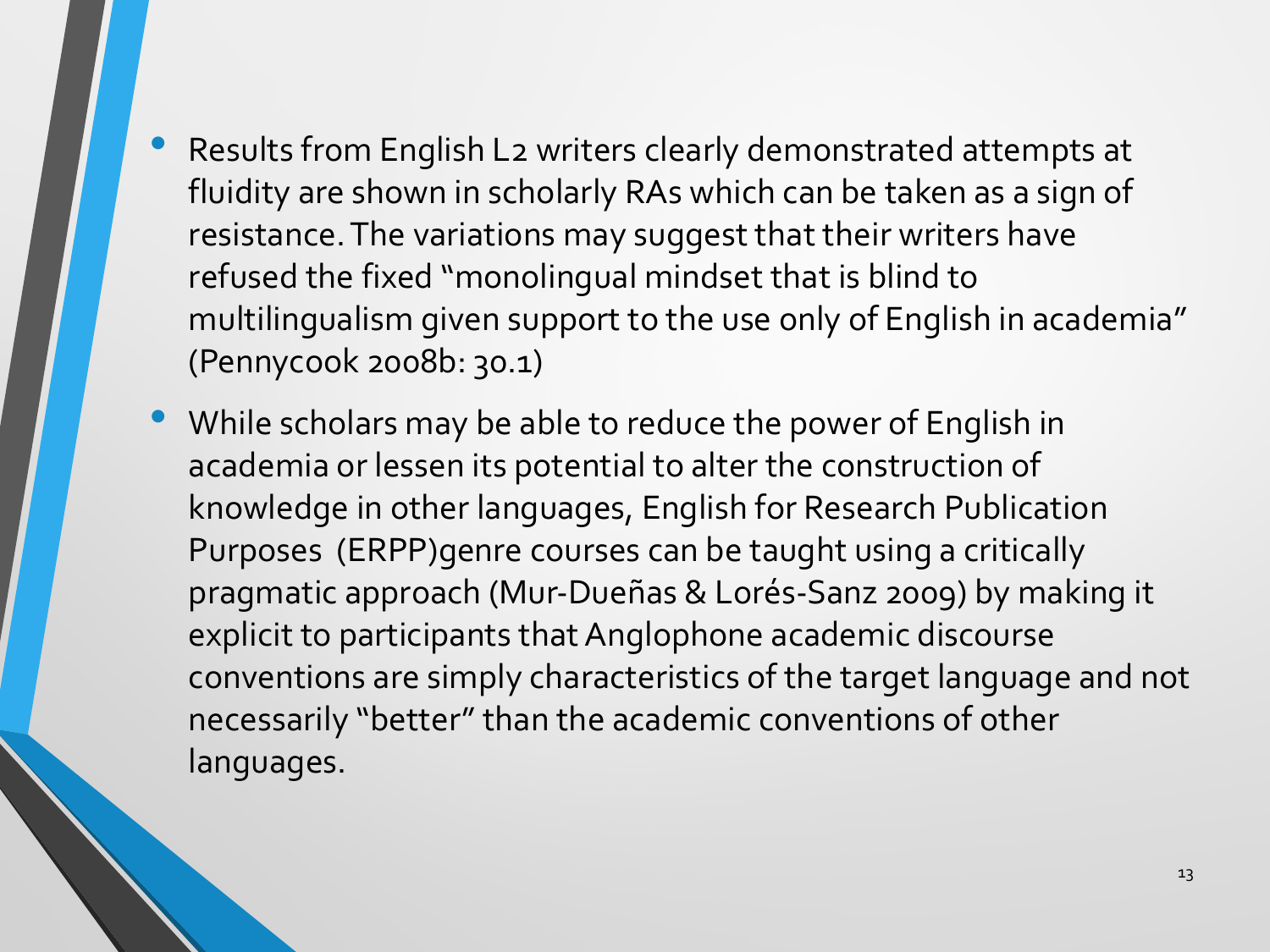- Results from English L2 writers clearly demonstrated attempts at fluidity are shown in scholarly RAs which can be taken as a sign of resistance. The variations may suggest that their writers have refused the fixed "monolingual mindset that is blind to multilingualism given support to the use only of English in academia" (Pennycook 2008b: 30.1)
- While scholars may be able to reduce the power of English in academia or lessen its potential to alter the construction of knowledge in other languages, English for Research Publication Purposes (ERPP)genre courses can be taught using a critically pragmatic approach (Mur-Dueñas & Lorés-Sanz 2009) by making it explicit to participants that Anglophone academic discourse conventions are simply characteristics of the target language and not necessarily "better" than the academic conventions of other languages.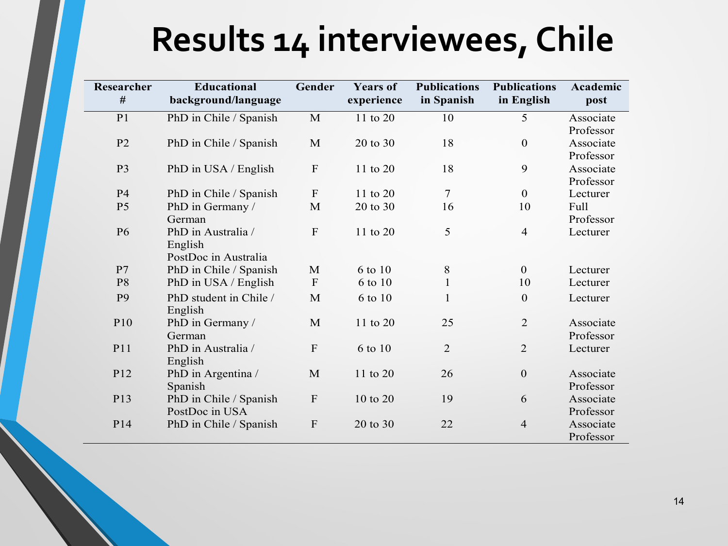# Results 14 interviewees, Chile

| Researcher # | Educational background/language | Gender | Years of experience | Publications in Spanish | Publications in English | Academic post |
|---|---|---|---|---|---|---|
| P1 | PhD in Chile / Spanish | M | 11 to 20 | 10 | 5 | Associate Professor |
| P2 | PhD in Chile / Spanish | M | 20 to 30 | 18 | 0 | Associate Professor |
| P3 | PhD in USA / English | F | 11 to 20 | 18 | 9 | Associate Professor |
| P4 | PhD in Chile / Spanish | F | 11 to 20 | 7 | 0 | Lecturer |
| P5 | PhD in Germany / German | M | 20 to 30 | 16 | 10 | Full Professor |
| P6 | PhD in Australia / English PostDoc in Australia | F | 11 to 20 | 5 | 4 | Lecturer |
| P7 | PhD in Chile / Spanish | M | 6 to 10 | 8 | 0 | Lecturer |
| P8 | PhD in USA / English | F | 6 to 10 | 1 | 10 | Lecturer |
| P9 | PhD student in Chile / English | M | 6 to 10 | 1 | 0 | Lecturer |
| P10 | PhD in Germany / German | M | 11 to 20 | 25 | 2 | Associate Professor |
| P11 | PhD in Australia / English | F | 6 to 10 | 2 | 2 | Lecturer |
| P12 | PhD in Argentina / Spanish | M | 11 to 20 | 26 | 0 | Associate Professor |
| P13 | PhD in Chile / Spanish PostDoc in USA | F | 10 to 20 | 19 | 6 | Associate Professor |
| P14 | PhD in Chile / Spanish | F | 20 to 30 | 22 | 4 | Associate Professor |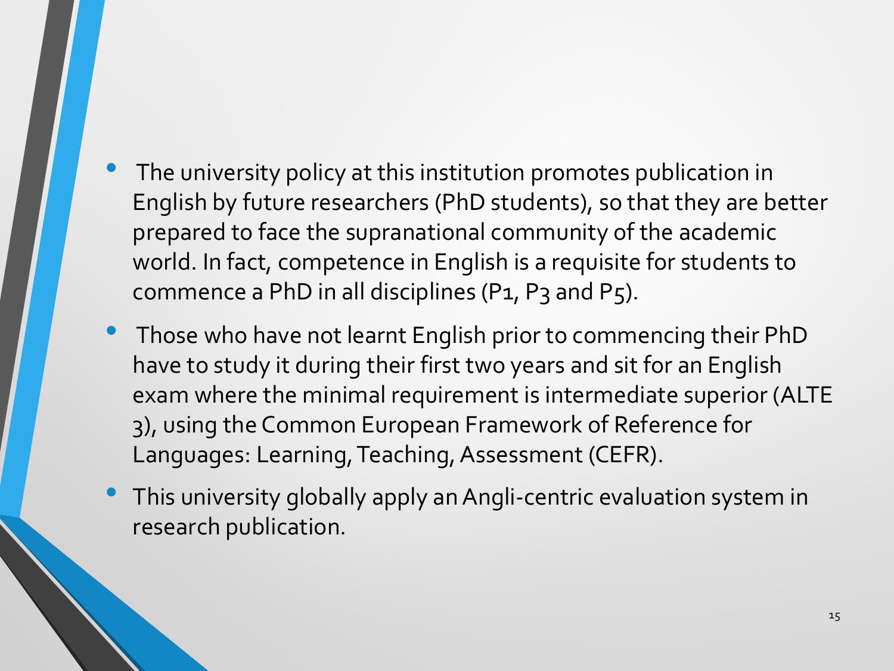- The university policy at this institution promotes publication in English by future researchers (PhD students), so that they are better prepared to face the supranational community of the academic world. In fact, competence in English is a requisite for students to commence a PhD in all disciplines (P1, P3 and P5).
- Those who have not learnt English prior to commencing their PhD have to study it during their first two years and sit for an English exam where the minimal requirement is intermediate superior (ALTE 3), using the Common European Framework of Reference for Languages: Learning, Teaching, Assessment (CEFR).
- This university globally apply an Angli-centric evaluation system in research publication.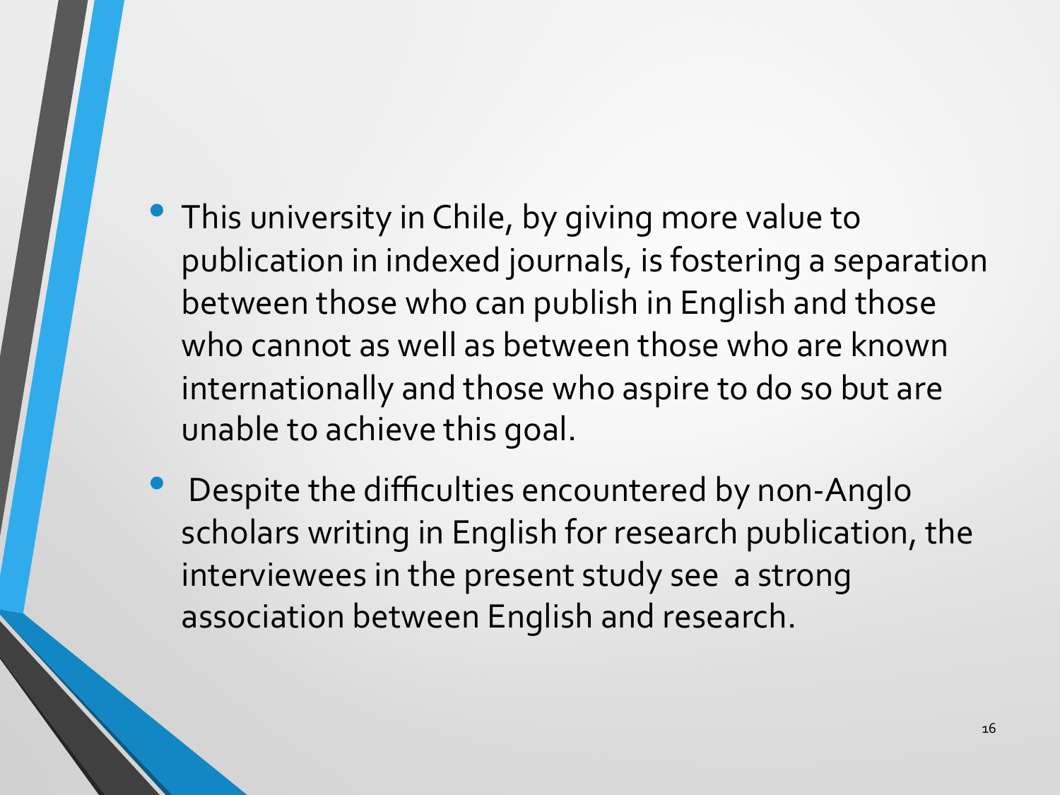- This university in Chile, by giving more value to publication in indexed journals, is fostering a separation between those who can publish in English and those who cannot as well as between those who are known internationally and those who aspire to do so but are unable to achieve this goal.
- Despite the difficulties encountered by non-Anglo scholars writing in English for research publication, the interviewees in the present study see a strong association between English and research.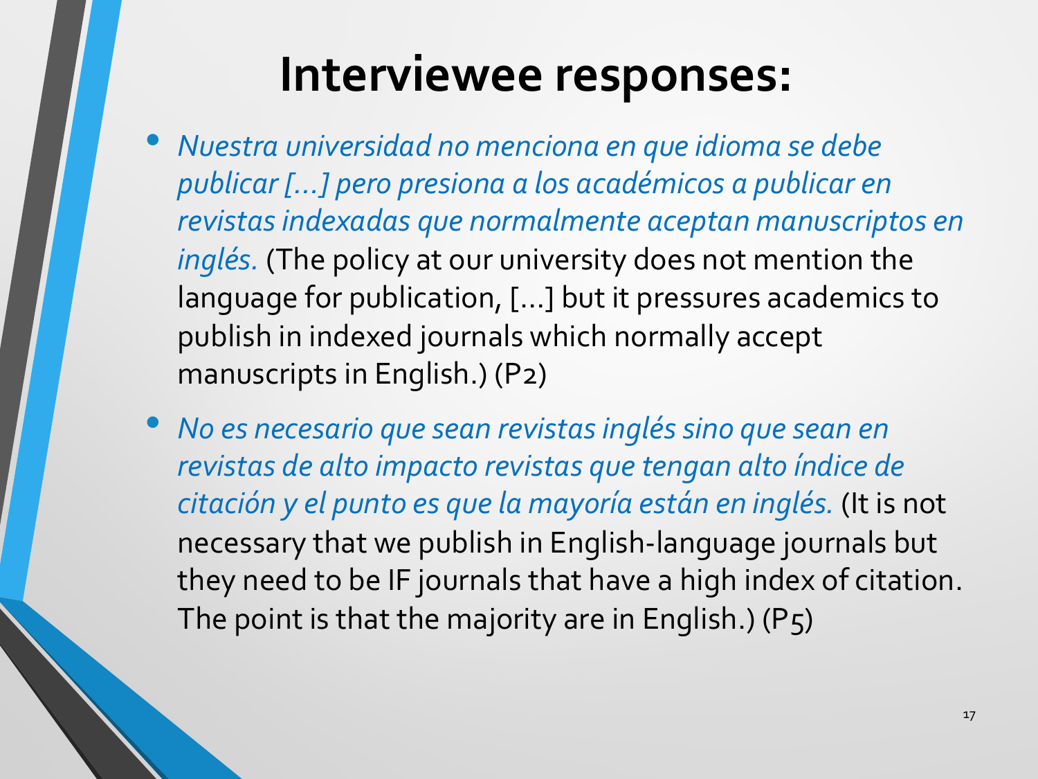# Interviewee responses:

- *Nuestra universidad no menciona en que idioma se debe publicar [...] pero presiona a los académicos a publicar en revistas indexadas que normalmente aceptan manuscriptos en inglés.* (The policy at our university does not mention the language for publication, [...] but it pressures academics to publish in indexed journals which normally accept manuscripts in English.) (P2)
- *No es necesario que sean revistas inglés sino que sean en revistas de alto impacto revistas que tengan alto índice de citación y el punto es que la mayoría están en inglés.* (It is not necessary that we publish in English-language journals but they need to be IF journals that have a high index of citation. The point is that the majority are in English.) (P5)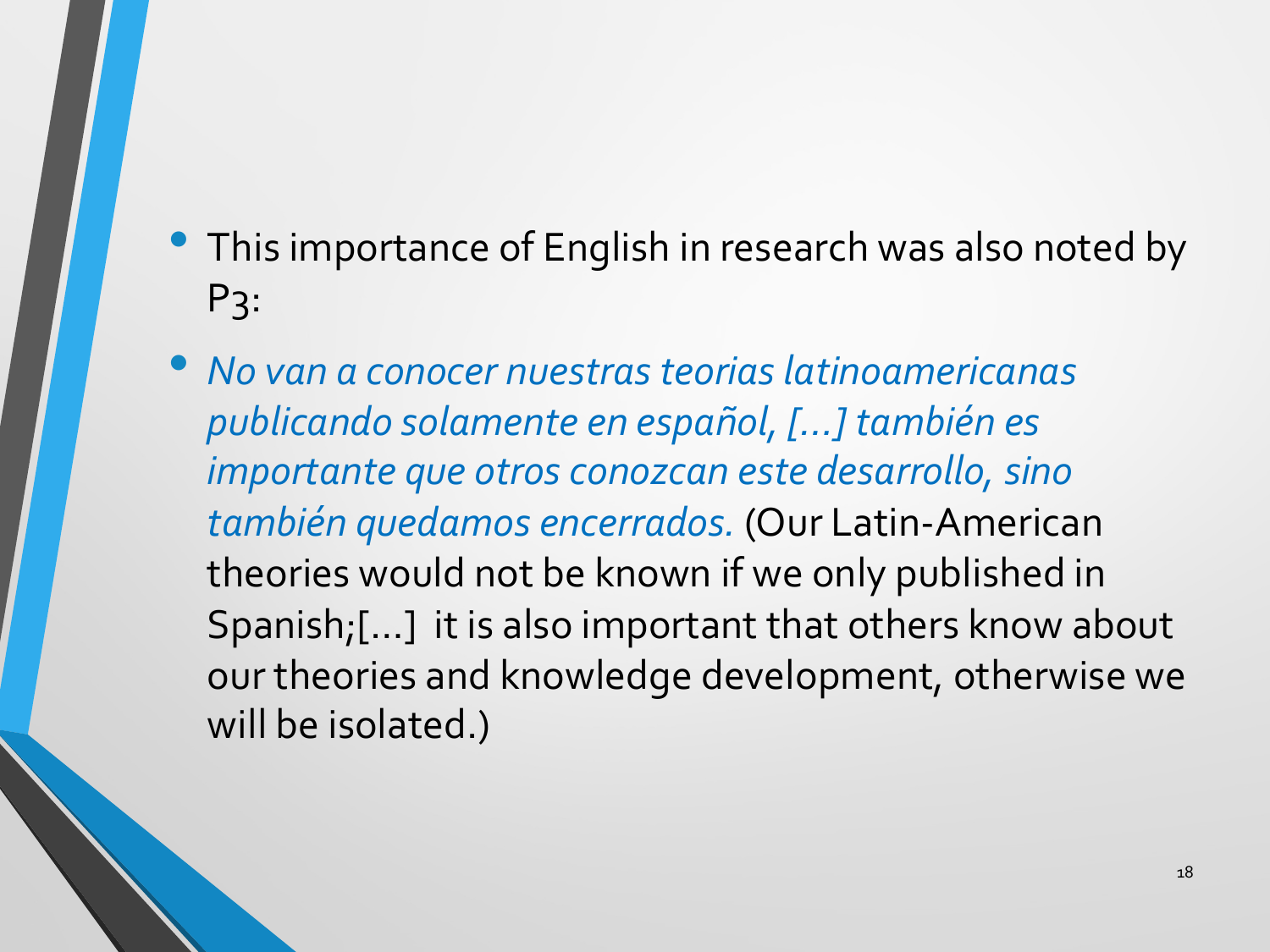- This importance of English in research was also noted by P3:
- *No van a conocer nuestras teorias latinoamericanas publicando solamente en español, [...] también es importante que otros conozcan este desarrollo, sino también quedamos encerrados.* (Our Latin-American theories would not be known if we only published in Spanish;[...] it is also important that others know about our theories and knowledge development, otherwise we will be isolated.)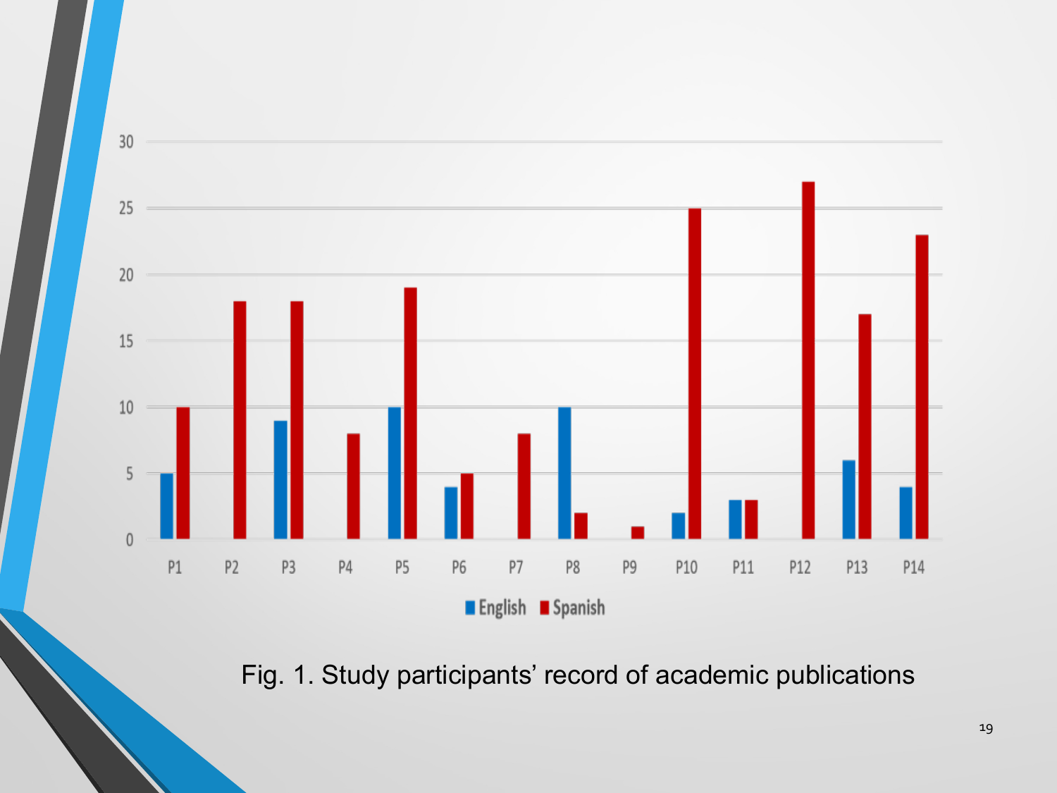Fig. 1. Study participants' record of academic publications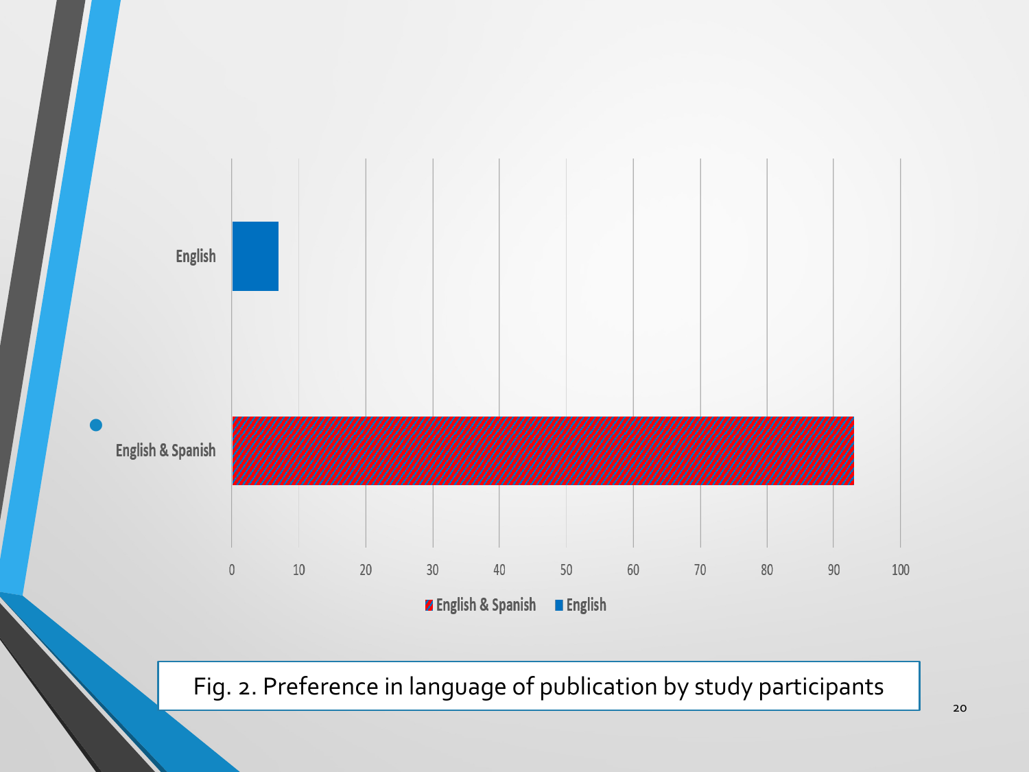Fig. 2. Preference in language of publication by study participants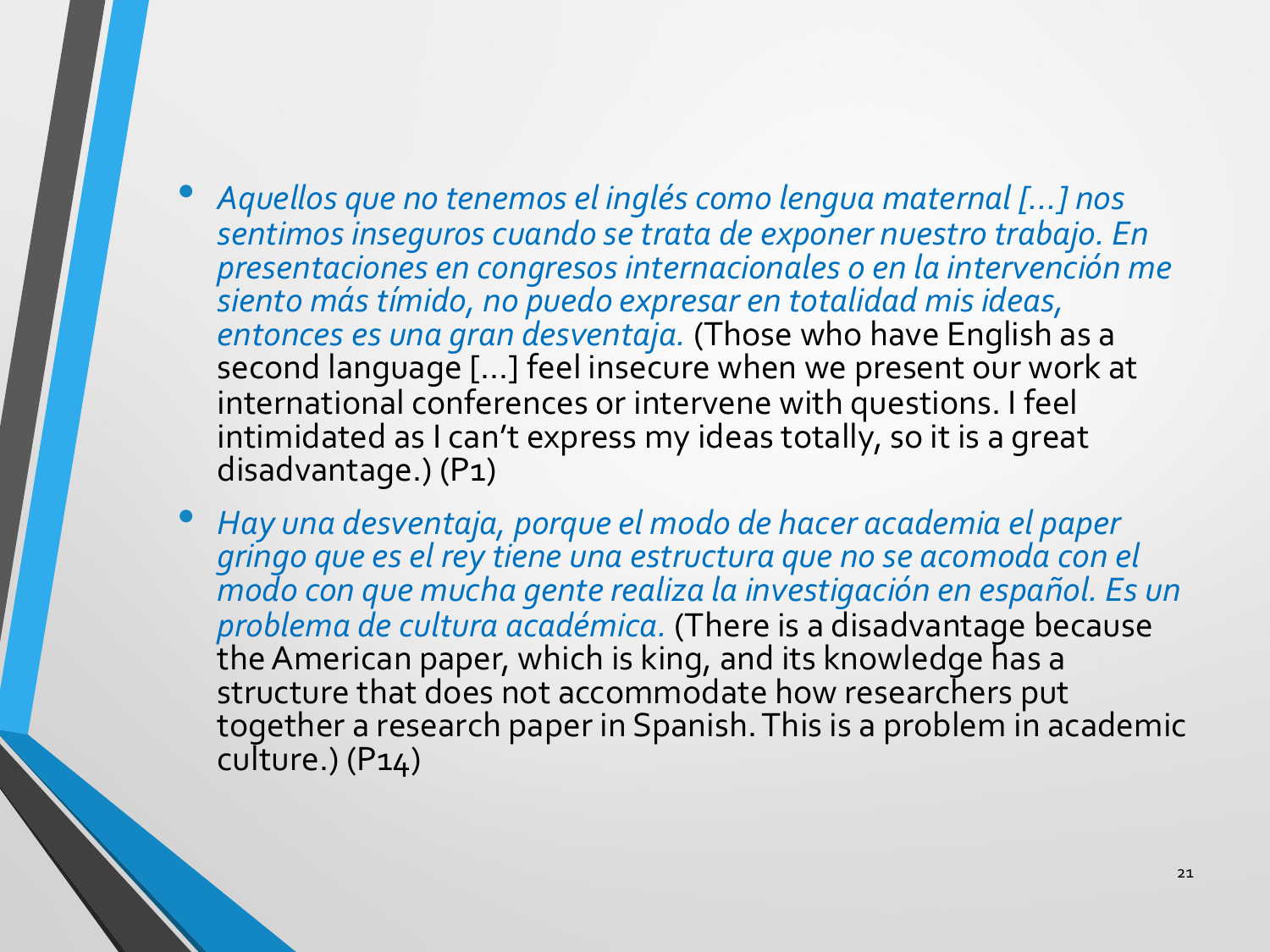- *Aquellos que no tenemos el inglés como lengua maternal [...] nos sentimos inseguros cuando se trata de exponer nuestro trabajo. En presentaciones en congresos internacionales o en la intervención me siento más tímido, no puedo expresar en totalidad mis ideas, entonces es una gran desventaja.* (Those who have English as a second language [...] feel insecure when we present our work at international conferences or intervene with questions. I feel intimidated as I can't express my ideas totally, so it is a great disadvantage.) (P1)
- *Hay una desventaja, porque el modo de hacer academia el paper gringo que es el rey tiene una estructura que no se acomoda con el modo con que mucha gente realiza la investigación en español. Es un problema de cultura académica.* (There is a disadvantage because the American paper, which is king, and its knowledge has a structure that does not accommodate how researchers put together a research paper in Spanish. This is a problem in academic culture.) (P14)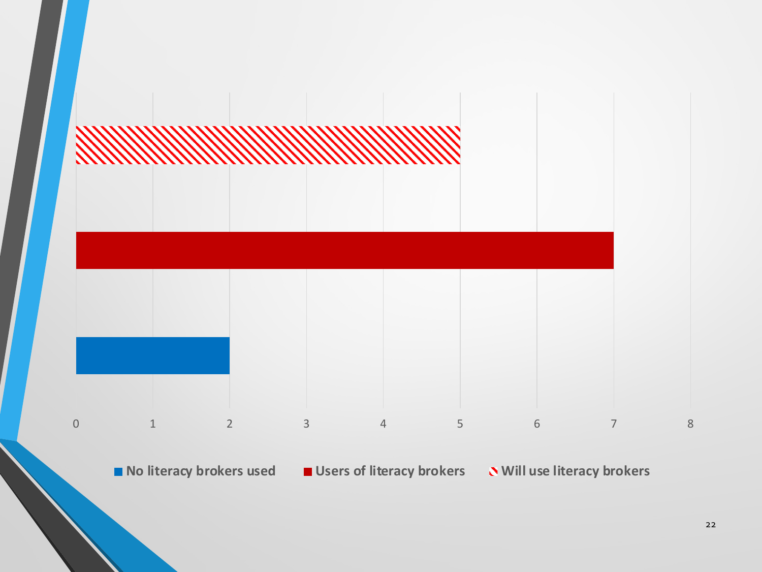| Category | Value |
|---|---|
| Will use literacy brokers | 5 |
| Users of literacy brokers | 7 |
| No literacy brokers used | 2 |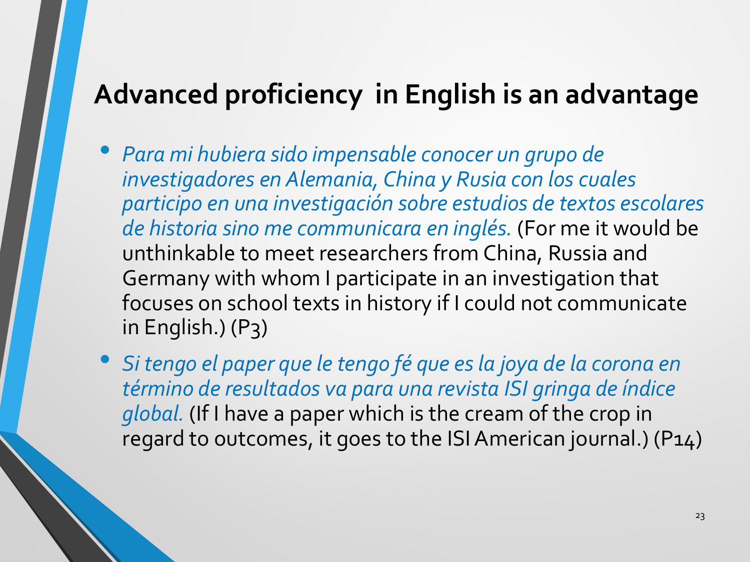## Advanced proficiency in English is an advantage

- *Para mi hubiera sido impensable conocer un grupo de investigadores en Alemania, China y Rusia con los cuales participo en una investigación sobre estudios de textos escolares de historia sino me communicara en inglés.* (For me it would be unthinkable to meet researchers from China, Russia and Germany with whom I participate in an investigation that focuses on school texts in history if I could not communicate in English.) (P3)
- *Si tengo el paper que le tengo fé que es la joya de la corona en término de resultados va para una revista ISI gringa de índice global.* (If I have a paper which is the cream of the crop in regard to outcomes, it goes to the ISI American journal.) (P14)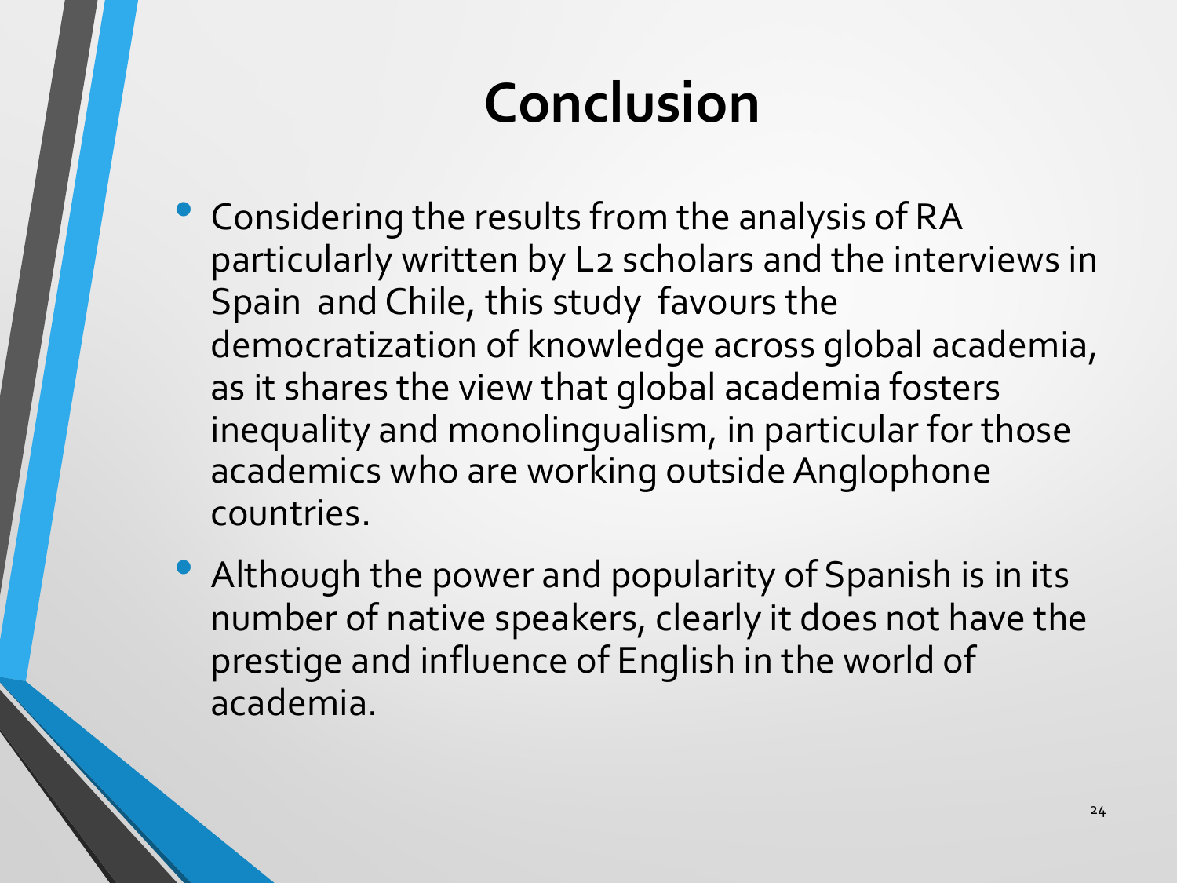# Conclusion

- Considering the results from the analysis of RA particularly written by L2 scholars and the interviews in Spain and Chile, this study favours the democratization of knowledge across global academia, as it shares the view that global academia fosters inequality and monolingualism, in particular for those academics who are working outside Anglophone countries.
- Although the power and popularity of Spanish is in its number of native speakers, clearly it does not have the prestige and influence of English in the world of academia.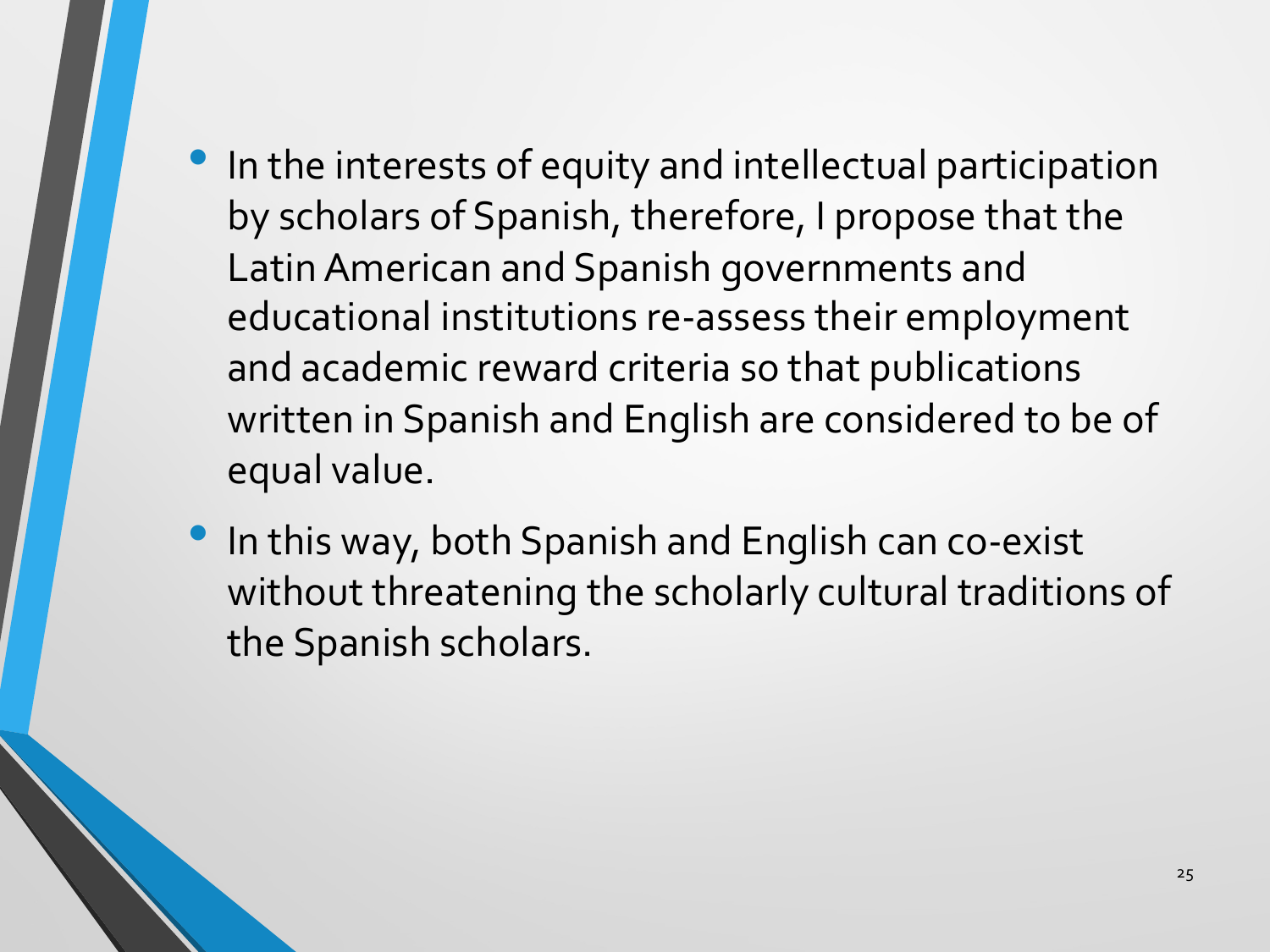- In the interests of equity and intellectual participation by scholars of Spanish, therefore, I propose that the Latin American and Spanish governments and educational institutions re-assess their employment and academic reward criteria so that publications written in Spanish and English are considered to be of equal value.
- In this way, both Spanish and English can co-exist without threatening the scholarly cultural traditions of the Spanish scholars.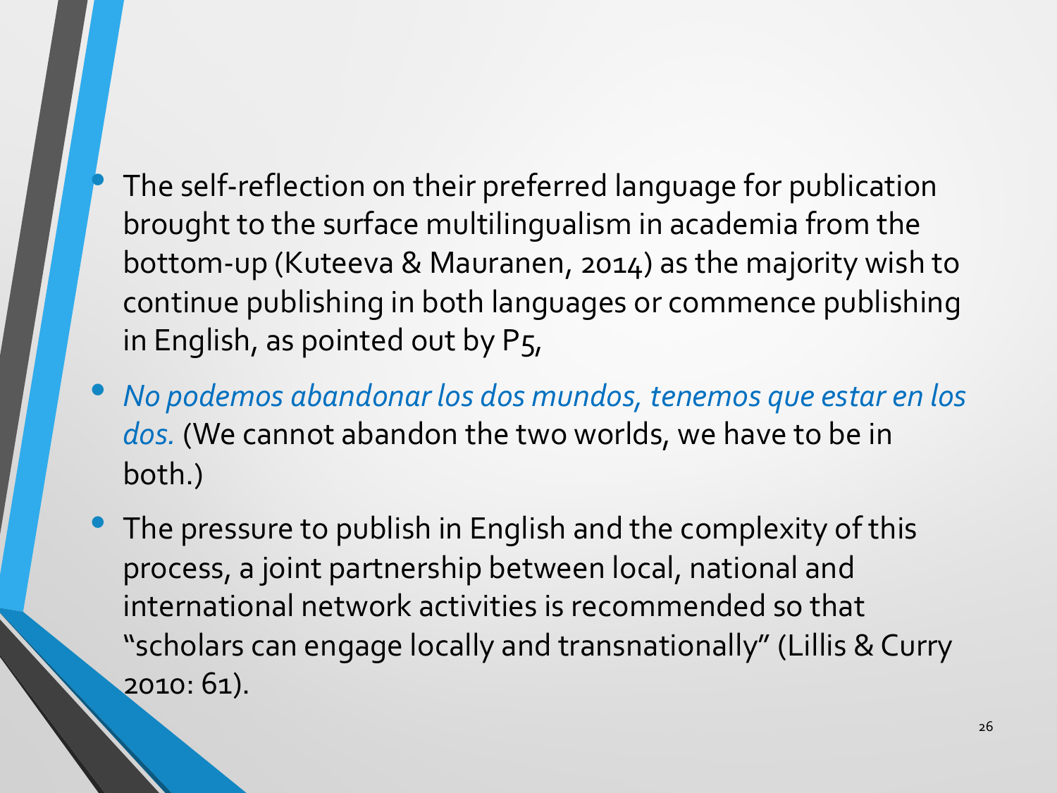- The self-reflection on their preferred language for publication brought to the surface multilingualism in academia from the bottom-up (Kuteeva & Mauranen, 2014) as the majority wish to continue publishing in both languages or commence publishing in English, as pointed out by P5,
- *No podemos abandonar los dos mundos, tenemos que estar en los dos.* (We cannot abandon the two worlds, we have to be in both.)
- The pressure to publish in English and the complexity of this process, a joint partnership between local, national and international network activities is recommended so that "scholars can engage locally and transnationally" (Lillis & Curry 2010: 61).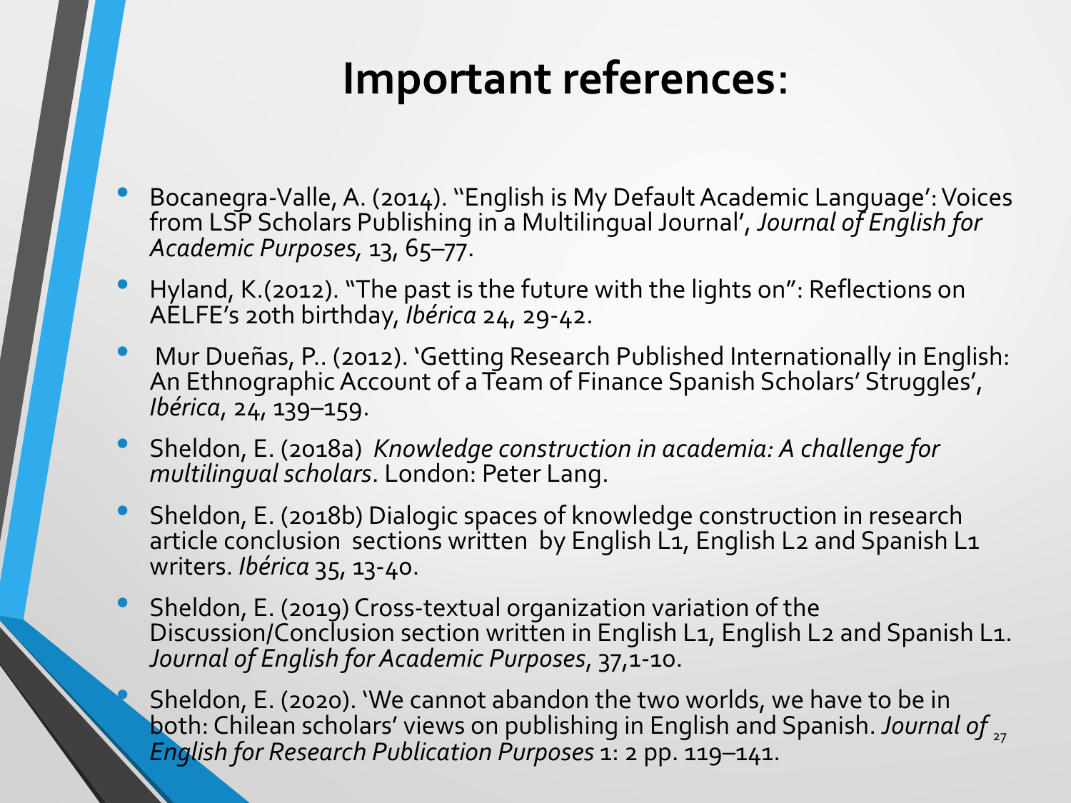# Important references:

- Bocanegra-Valle, A. (2014). ''English is My Default Academic Language': Voices from LSP Scholars Publishing in a Multilingual Journal', *Journal of English for Academic Purposes*, 13, 65–77.
- Hyland, K.(2012). "The past is the future with the lights on": Reflections on AELFE's 20th birthday, *Ibérica* 24, 29-42.
- Mur Dueñas, P.. (2012). 'Getting Research Published Internationally in English: An Ethnographic Account of a Team of Finance Spanish Scholars' Struggles', *Ibérica*, 24, 139–159.
- Sheldon, E. (2018a) *Knowledge construction in academia: A challenge for multilingual scholars*. London: Peter Lang.
- Sheldon, E. (2018b) Dialogic spaces of knowledge construction in research article conclusion sections written by English L1, English L2 and Spanish L1 writers. *Ibérica* 35, 13-40.
- Sheldon, E. (2019) Cross-textual organization variation of the Discussion/Conclusion section written in English L1, English L2 and Spanish L1. *Journal of English for Academic Purposes*, 37,1-10.
- Sheldon, E. (2020). 'We cannot abandon the two worlds, we have to be in both: Chilean scholars' views on publishing in English and Spanish. *Journal of English for Research Publication Purposes* 1: 2 pp. 119–141.